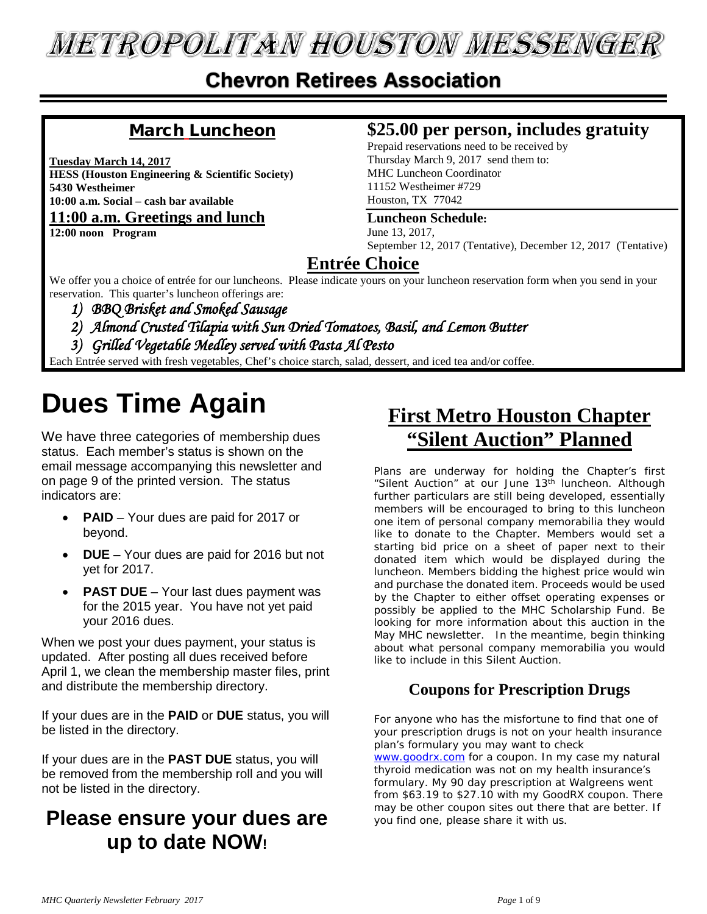# METROPOLITAN HOUSTON MESSENGER

## Chevron Retirees Association

### March Luncheon

**Tuesday March 14, 2017**
**HESS (Houston Engineering & Scientific Society)**
**5430 Westheimer**
**10:00 a.m. Social – cash bar available**

**11:00 a.m. Greetings and lunch**

**12:00 noon Program**

### $25.00 per person, includes gratuity

Prepaid reservations need to be received by Thursday March 9, 2017 send them to:
MHC Luncheon Coordinator
11152 Westheimer #729
Houston, TX 77042

**Luncheon Schedule:**
June 13, 2017,
September 12, 2017 (Tentative), December 12, 2017 (Tentative)

### Entrée Choice

We offer you a choice of entrée for our luncheons. Please indicate yours on your luncheon reservation form when you send in your reservation. This quarter's luncheon offerings are:

1) *BBQ Brisket and Smoked Sausage*
2) *Almond Crusted Tilapia with Sun Dried Tomatoes, Basil, and Lemon Butter*
3) *Grilled Vegetable Medley served with Pasta Al Pesto*

Each Entrée served with fresh vegetables, Chef's choice starch, salad, dessert, and iced tea and/or coffee.

# Dues Time Again

We have three categories of membership dues status. Each member's status is shown on the email message accompanying this newsletter and on page 9 of the printed version. The status indicators are:

- **PAID** – Your dues are paid for 2017 or beyond.
- **DUE** – Your dues are paid for 2016 but not yet for 2017.
- **PAST DUE** – Your last dues payment was for the 2015 year. You have not yet paid your 2016 dues.

When we post your dues payment, your status is updated. After posting all dues received before April 1, we clean the membership master files, print and distribute the membership directory.

If your dues are in the **PAID** or **DUE** status, you will be listed in the directory.

If your dues are in the **PAST DUE** status, you will be removed from the membership roll and you will not be listed in the directory.

## Please ensure your dues are up to date NOW!

## First Metro Houston Chapter "Silent Auction" Planned

Plans are underway for holding the Chapter's first "Silent Auction" at our June 13th luncheon. Although further particulars are still being developed, essentially members will be encouraged to bring to this luncheon one item of personal company memorabilia they would like to donate to the Chapter. Members would set a starting bid price on a sheet of paper next to their donated item which would be displayed during the luncheon. Members bidding the highest price would win and purchase the donated item. Proceeds would be used by the Chapter to either offset operating expenses or possibly be applied to the MHC Scholarship Fund. Be looking for more information about this auction in the May MHC newsletter. In the meantime, begin thinking about what personal company memorabilia you would like to include in this Silent Auction.

### Coupons for Prescription Drugs

For anyone who has the misfortune to find that one of your prescription drugs is not on your health insurance plan's formulary you may want to check www.goodrx.com for a coupon. In my case my natural thyroid medication was not on my health insurance's formulary. My 90 day prescription at Walgreens went from $63.19 to $27.10 with my GoodRX coupon. There may be other coupon sites out there that are better. If you find one, please share it with us.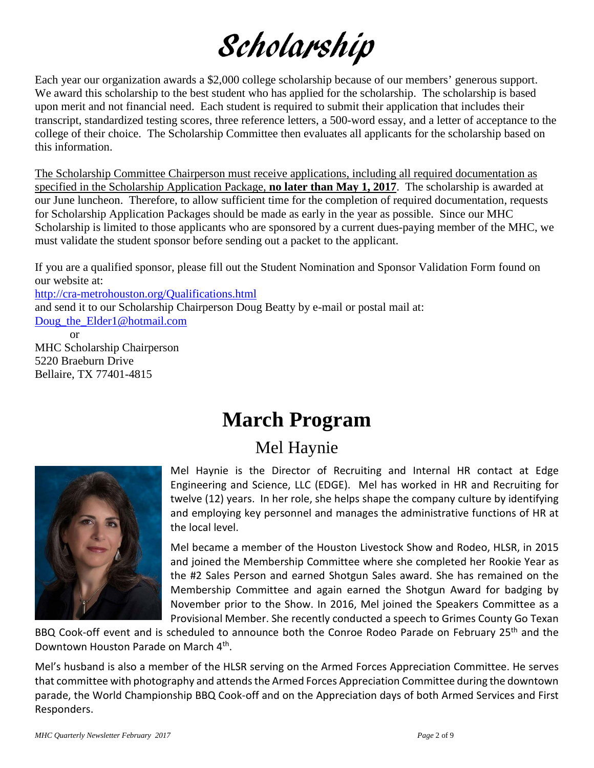# Scholarship

Each year our organization awards a $2,000 college scholarship because of our members' generous support. We award this scholarship to the best student who has applied for the scholarship. The scholarship is based upon merit and not financial need. Each student is required to submit their application that includes their transcript, standardized testing scores, three reference letters, a 500-word essay, and a letter of acceptance to the college of their choice. The Scholarship Committee then evaluates all applicants for the scholarship based on this information.

The Scholarship Committee Chairperson must receive applications, including all required documentation as specified in the Scholarship Application Package, **no later than May 1, 2017**. The scholarship is awarded at our June luncheon. Therefore, to allow sufficient time for the completion of required documentation, requests for Scholarship Application Packages should be made as early in the year as possible. Since our MHC Scholarship is limited to those applicants who are sponsored by a current dues-paying member of the MHC, we must validate the student sponsor before sending out a packet to the applicant.

If you are a qualified sponsor, please fill out the Student Nomination and Sponsor Validation Form found on our website at:
http://cra-metrohouston.org/Qualifications.html
and send it to our Scholarship Chairperson Doug Beatty by e-mail or postal mail at:
Doug_the_Elder1@hotmail.com
or
MHC Scholarship Chairperson
5220 Braeburn Drive
Bellaire, TX 77401-4815

# March Program

## Mel Haynie

Mel Haynie is the Director of Recruiting and Internal HR contact at Edge Engineering and Science, LLC (EDGE). Mel has worked in HR and Recruiting for twelve (12) years. In her role, she helps shape the company culture by identifying and employing key personnel and manages the administrative functions of HR at the local level.

Mel became a member of the Houston Livestock Show and Rodeo, HLSR, in 2015 and joined the Membership Committee where she completed her Rookie Year as the #2 Sales Person and earned Shotgun Sales award. She has remained on the Membership Committee and again earned the Shotgun Award for badging by November prior to the Show. In 2016, Mel joined the Speakers Committee as a Provisional Member. She recently conducted a speech to Grimes County Go Texan BBQ Cook-off event and is scheduled to announce both the Conroe Rodeo Parade on February 25th and the Downtown Houston Parade on March 4th.

Mel's husband is also a member of the HLSR serving on the Armed Forces Appreciation Committee. He serves that committee with photography and attends the Armed Forces Appreciation Committee during the downtown parade, the World Championship BBQ Cook-off and on the Appreciation days of both Armed Services and First Responders.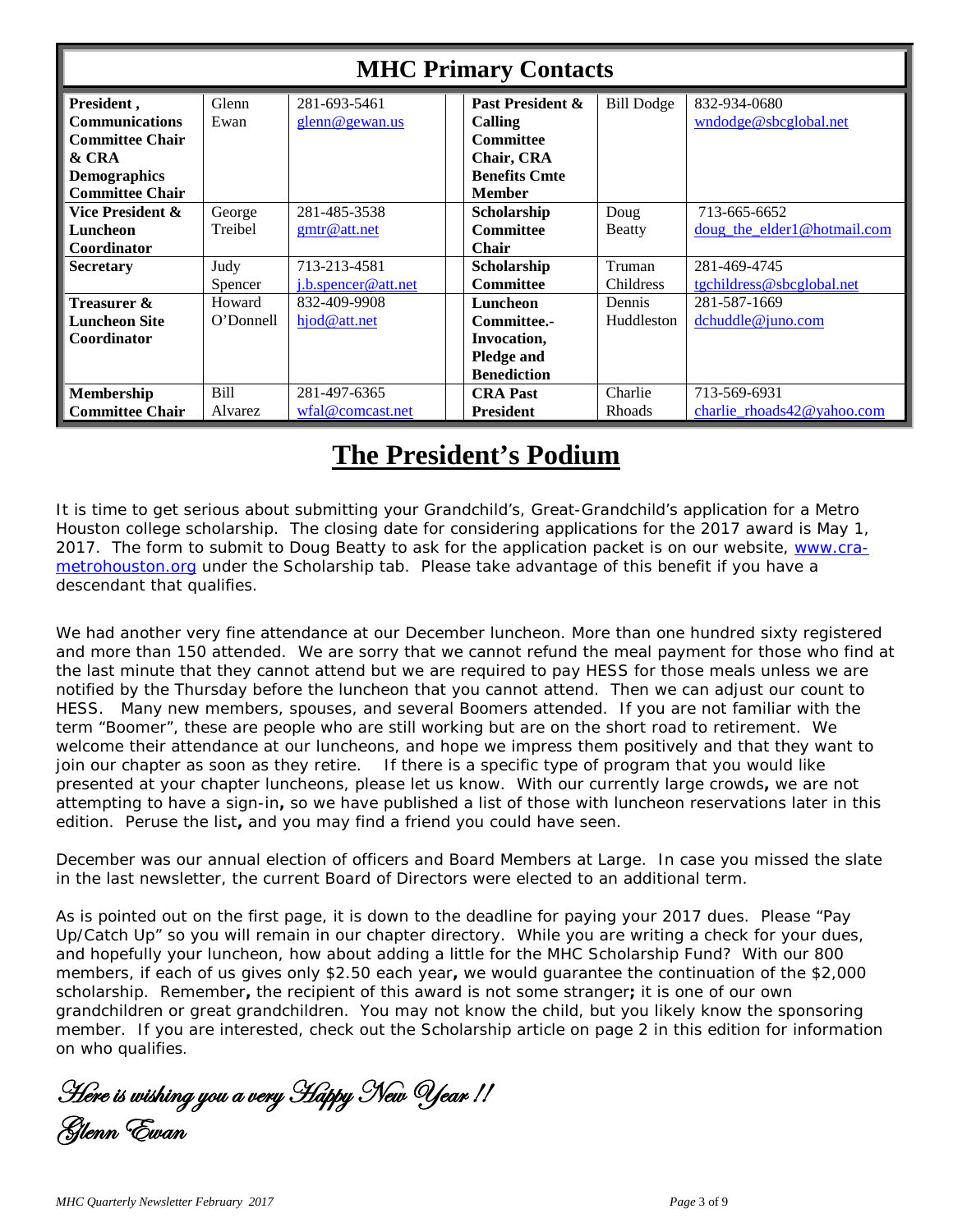## MHC Primary Contacts

| Role | Name | Contact | Role | Name | Contact |
|---|---|---|---|---|---|
| **President , Communications Committee Chair & CRA Demographics Committee Chair** | Glenn Ewan | 281-693-5461 glenn@gewan.us | **Past President & Calling Committee Chair, CRA Benefits Cmte Member** | Bill Dodge | 832-934-0680 wndodge@sbcglobal.net |
| **Vice President & Luncheon Coordinator** | George Treibel | 281-485-3538 gmtr@att.net | **Scholarship Committee Chair** | Doug Beatty | 713-665-6652 doug_the_elder1@hotmail.com |
| **Secretary** | Judy Spencer | 713-213-4581 j.b.spencer@att.net | **Scholarship Committee** | Truman Childress | 281-469-4745 tgchildress@sbcglobal.net |
| **Treasurer & Luncheon Site Coordinator** | Howard O'Donnell | 832-409-9908 hjod@att.net | **Luncheon Committee.- Invocation, Pledge and Benediction** | Dennis Huddleston | 281-587-1669 dchuddle@juno.com |
| **Membership Committee Chair** | Bill Alvarez | 281-497-6365 wfal@comcast.net | **CRA Past President** | Charlie Rhoads | 713-569-6931 charlie_rhoads42@yahoo.com |

# The President's Podium

It is time to get serious about submitting your Grandchild's, Great-Grandchild's application for a Metro Houston college scholarship. The closing date for considering applications for the 2017 award is May 1, 2017. The form to submit to Doug Beatty to ask for the application packet is on our website, www.cra-metrohouston.org under the Scholarship tab. Please take advantage of this benefit if you have a descendant that qualifies.

We had another very fine attendance at our December luncheon. More than one hundred sixty registered and more than 150 attended. We are sorry that we cannot refund the meal payment for those who find at the last minute that they cannot attend but we are required to pay HESS for those meals unless we are notified by the Thursday before the luncheon that you cannot attend. Then we can adjust our count to HESS. Many new members, spouses, and several Boomers attended. If you are not familiar with the term "Boomer", these are people who are still working but are on the short road to retirement. We welcome their attendance at our luncheons, and hope we impress them positively and that they want to join our chapter as soon as they retire. If there is a specific type of program that you would like presented at your chapter luncheons, please let us know. With our currently large crowds**,** we are not attempting to have a sign-in**,** so we have published a list of those with luncheon reservations later in this edition. Peruse the list**,** and you may find a friend you could have seen.

December was our annual election of officers and Board Members at Large. In case you missed the slate in the last newsletter, the current Board of Directors were elected to an additional term.

As is pointed out on the first page, it is down to the deadline for paying your 2017 dues. Please "Pay Up/Catch Up" so you will remain in our chapter directory. While you are writing a check for your dues, and hopefully your luncheon, how about adding a little for the MHC Scholarship Fund? With our 800 members, if each of us gives only $2.50 each year**,** we would guarantee the continuation of the $2,000 scholarship. Remember**,** the recipient of this award is not some stranger**;** it is one of our own grandchildren or great grandchildren. You may not know the child, but you likely know the sponsoring member. If you are interested, check out the Scholarship article on page 2 in this edition for information on who qualifies.

*Here is wishing you a very Happy New Year !!*
*Glenn Ewan*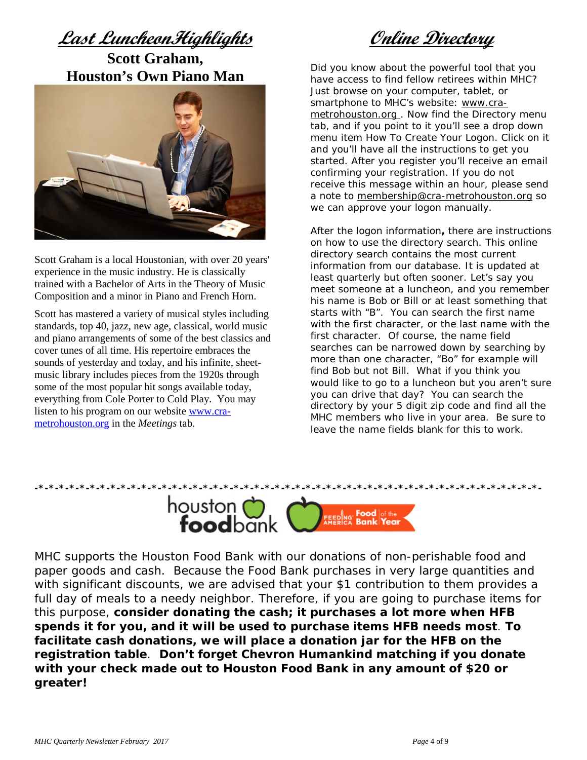## Last Luncheon Highlights

### Scott Graham, Houston's Own Piano Man

Scott Graham is a local Houstonian, with over 20 years' experience in the music industry. He is classically trained with a Bachelor of Arts in the Theory of Music Composition and a minor in Piano and French Horn.

Scott has mastered a variety of musical styles including standards, top 40, jazz, new age, classical, world music and piano arrangements of some of the best classics and cover tunes of all time. His repertoire embraces the sounds of yesterday and today, and his infinite, sheet-music library includes pieces from the 1920s through some of the most popular hit songs available today, everything from Cole Porter to Cold Play. You may listen to his program on our website www.cra-metrohouston.org in the *Meetings* tab.

## Online Directory

Did you know about the powerful tool that you have access to find fellow retirees within MHC? Just browse on your computer, tablet, or smartphone to MHC's website: www.cra-metrohouston.org . Now find the Directory menu tab, and if you point to it you'll see a drop down menu item How To Create Your Logon. Click on it and you'll have all the instructions to get you started. After you register you'll receive an email confirming your registration. If you do not receive this message within an hour, please send a note to membership@cra-metrohouston.org so we can approve your logon manually.

After the logon information**,** there are instructions on how to use the directory search. This online directory search contains the most current information from our database. It is updated at least quarterly but often sooner. Let's say you meet someone at a luncheon, and you remember his name is Bob or Bill or at least something that starts with "B". You can search the first name with the first character, or the last name with the first character. Of course, the name field searches can be narrowed down by searching by more than one character, "Bo" for example will find Bob but not Bill. What if you think you would like to go to a luncheon but you aren't sure you can drive that day? You can search the directory by your 5 digit zip code and find all the MHC members who live in your area. Be sure to leave the name fields blank for this to work.

-*-*-*-*-*-*-*-*-*-*-*-*-*-*-*-*-*-*-*-*-*-*-*-*-*-*-*-*-*-*-*-*-*-*-*-*-*-*-*-*-*-*-*-*-*-*-*-*-*-*-*-*-*-

houston foodbank — FEEDING AMERICA Food Bank of the Year

MHC supports the Houston Food Bank with our donations of non-perishable food and paper goods and cash. Because the Food Bank purchases in very large quantities and with significant discounts, we are advised that your $1 contribution to them provides a full day of meals to a needy neighbor. Therefore, if you are going to purchase items for this purpose, **consider donating the cash; it purchases a lot more when HFB spends it for you, and it will be used to purchase items HFB needs most**. **To facilitate cash donations, we will place a donation jar for the HFB on the registration table**. **Don't forget Chevron Humankind matching if you donate with your check made out to Houston Food Bank in any amount of $20 or greater!**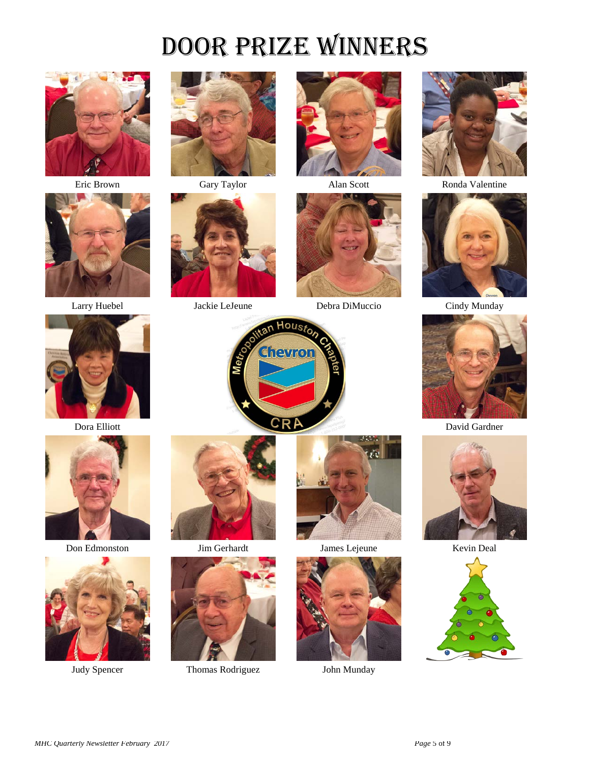# DOOR PRIZE WINNERS

Eric Brown

Gary Taylor

Alan Scott

Ronda Valentine

Larry Huebel

Jackie LeJeune

Debra DiMuccio

Cindy Munday

Dora Elliott

David Gardner

Don Edmonston

Jim Gerhardt

James Lejeune

Kevin Deal

Judy Spencer

Thomas Rodriguez

John Munday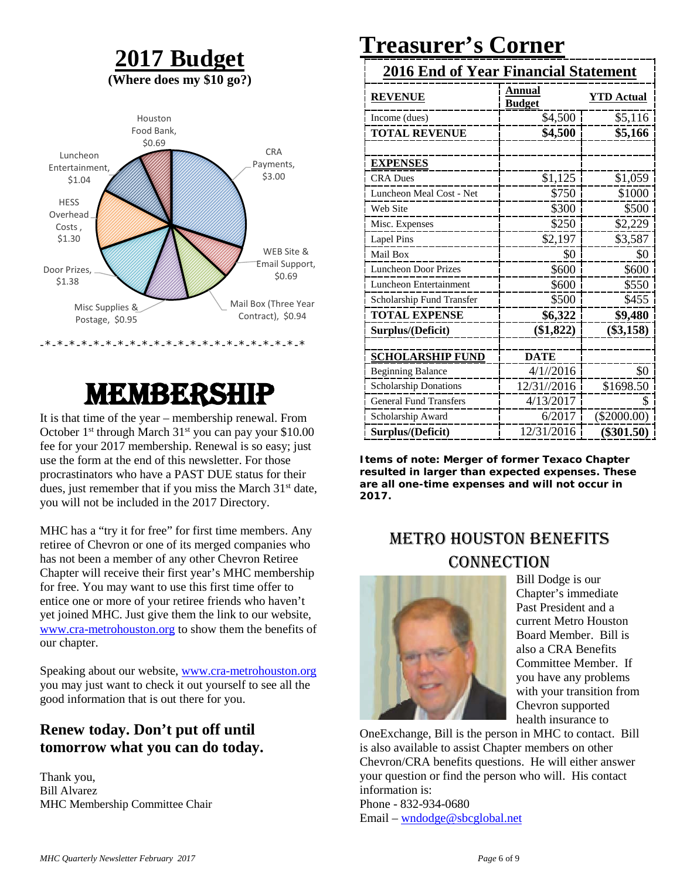# 2017 Budget

**(Where does my $10 go?)**

- CRA Payments, $3.00
- WEB Site & Email Support, $0.69
- Mail Box (Three Year Contract), $0.94
- Misc Supplies & Postage, $0.95
- Door Prizes, $1.38
- HESS Overhead Costs, $1.30
- Luncheon Entertainment, $1.04
- Houston Food Bank, $0.69

-*-*-*-*-*-*-*-*-*-*-*-*-*-*-*-*-*-*-*-*-*-*-*-*

# MEMBERSHIP

It is that time of the year – membership renewal. From October 1st through March 31st you can pay your $10.00 fee for your 2017 membership. Renewal is so easy; just use the form at the end of this newsletter. For those procrastinators who have a PAST DUE status for their dues, just remember that if you miss the March 31st date, you will not be included in the 2017 Directory.

MHC has a "try it for free" for first time members. Any retiree of Chevron or one of its merged companies who has not been a member of any other Chevron Retiree Chapter will receive their first year's MHC membership for free. You may want to use this first time offer to entice one or more of your retiree friends who haven't yet joined MHC. Just give them the link to our website, www.cra-metrohouston.org to show them the benefits of our chapter.

Speaking about our website, www.cra-metrohouston.org you may just want to check it out yourself to see all the good information that is out there for you.

### Renew today. Don't put off until tomorrow what you can do today.

Thank you,
Bill Alvarez
MHC Membership Committee Chair

# Treasurer's Corner

## 2016 End of Year Financial Statement

| **REVENUE** | **Annual Budget** | **YTD Actual** |
|---|---|---|
| Income (dues) | $4,500 | $5,116 |
| **TOTAL REVENUE** | **$4,500** | **$5,166** |
| | | |
| **EXPENSES** | | |
| CRA Dues | $1,125 | $1,059 |
| Luncheon Meal Cost - Net | $750 | $1000 |
| Web Site | $300 | $500 |
| Misc. Expenses | $250 | $2,229 |
| Lapel Pins | $2,197 | $3,587 |
| Mail Box | $0 | $0 |
| Luncheon Door Prizes | $600 | $600 |
| Luncheon Entertainment | $600 | $550 |
| Scholarship Fund Transfer | $500 | $455 |
| **TOTAL EXPENSE** | **$6,322** | **$9,480** |
| **Surplus/(Deficit)** | **($1,822)** | **($3,158)** |
| | | |
| **SCHOLARSHIP FUND** | **DATE** | |
| Beginning Balance | 4/1//2016 | $0 |
| Scholarship Donations | 12/31//2016 | $1698.50 |
| General Fund Transfers | 4/13/2017 | $ |
| Scholarship Award | 6/2017 | ($2000.00) |
| **Surplus/(Deficit)** | 12/31/2016 | **($301.50)** |

**Items of note: Merger of former Texaco Chapter resulted in larger than expected expenses. These are all one-time expenses and will not occur in 2017.**

## METRO HOUSTON BENEFITS CONNECTION

Bill Dodge is our Chapter's immediate Past President and a current Metro Houston Board Member. Bill is also a CRA Benefits Committee Member. If you have any problems with your transition from Chevron supported health insurance to OneExchange, Bill is the person in MHC to contact. Bill is also available to assist Chapter members on other Chevron/CRA benefits questions. He will either answer your question or find the person who will. His contact information is:

Phone - 832-934-0680
Email – wndodge@sbcglobal.net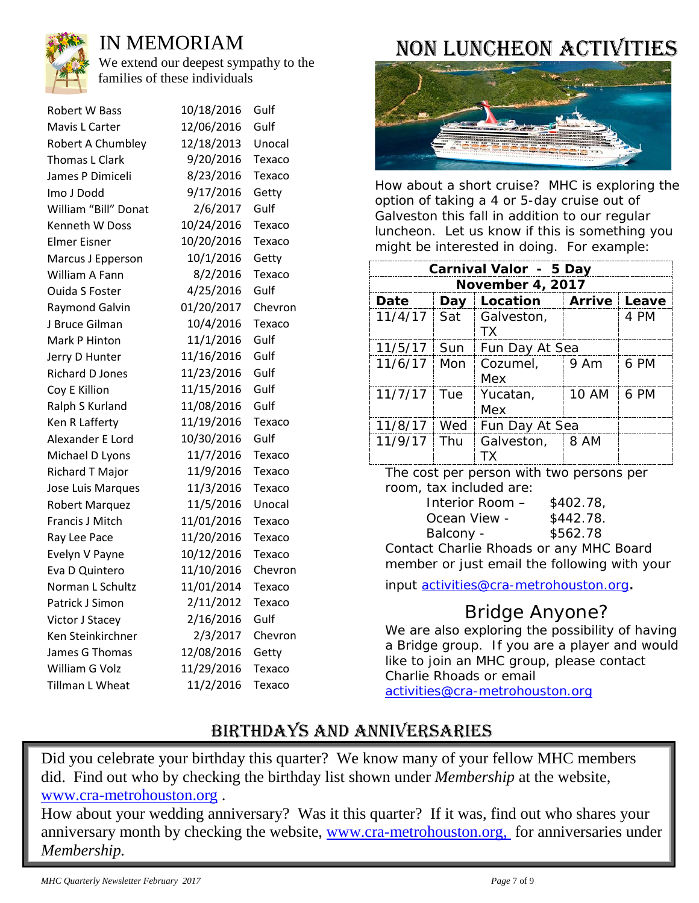# IN MEMORIAM

We extend our deepest sympathy to the families of these individuals

| | | |
|---|---|---|
| Robert W Bass | 10/18/2016 | Gulf |
| Mavis L Carter | 12/06/2016 | Gulf |
| Robert A Chumbley | 12/18/2013 | Unocal |
| Thomas L Clark | 9/20/2016 | Texaco |
| James P Dimiceli | 8/23/2016 | Texaco |
| Imo J Dodd | 9/17/2016 | Getty |
| William "Bill" Donat | 2/6/2017 | Gulf |
| Kenneth W Doss | 10/24/2016 | Texaco |
| Elmer Eisner | 10/20/2016 | Texaco |
| Marcus J Epperson | 10/1/2016 | Getty |
| William A Fann | 8/2/2016 | Texaco |
| Ouida S Foster | 4/25/2016 | Gulf |
| Raymond Galvin | 01/20/2017 | Chevron |
| J Bruce Gilman | 10/4/2016 | Texaco |
| Mark P Hinton | 11/1/2016 | Gulf |
| Jerry D Hunter | 11/16/2016 | Gulf |
| Richard D Jones | 11/23/2016 | Gulf |
| Coy E Killion | 11/15/2016 | Gulf |
| Ralph S Kurland | 11/08/2016 | Gulf |
| Ken R Lafferty | 11/19/2016 | Texaco |
| Alexander E Lord | 10/30/2016 | Gulf |
| Michael D Lyons | 11/7/2016 | Texaco |
| Richard T Major | 11/9/2016 | Texaco |
| Jose Luis Marques | 11/3/2016 | Texaco |
| Robert Marquez | 11/5/2016 | Unocal |
| Francis J Mitch | 11/01/2016 | Texaco |
| Ray Lee Pace | 11/20/2016 | Texaco |
| Evelyn V Payne | 10/12/2016 | Texaco |
| Eva D Quintero | 11/10/2016 | Chevron |
| Norman L Schultz | 11/01/2014 | Texaco |
| Patrick J Simon | 2/11/2012 | Texaco |
| Victor J Stacey | 2/16/2016 | Gulf |
| Ken Steinkirchner | 2/3/2017 | Chevron |
| James G Thomas | 12/08/2016 | Getty |
| William G Volz | 11/29/2016 | Texaco |
| Tillman L Wheat | 11/2/2016 | Texaco |

# NON LUNCHEON ACTIVITIES

How about a short cruise? MHC is exploring the option of taking a 4 or 5-day cruise out of Galveston this fall in addition to our regular luncheon. Let us know if this is something you might be interested in doing. For example:

| Carnival Valor - 5 Day November 4, 2017 | | | | |
|---|---|---|---|---|
| **Date** | **Day** | **Location** | **Arrive** | **Leave** |
| 11/4/17 | Sat | Galveston, TX | | 4 PM |
| 11/5/17 | Sun | Fun Day At Sea | | |
| 11/6/17 | Mon | Cozumel, Mex | 9 Am | 6 PM |
| 11/7/17 | Tue | Yucatan, Mex | 10 AM | 6 PM |
| 11/8/17 | Wed | Fun Day At Sea | | |
| 11/9/17 | Thu | Galveston, TX | 8 AM | |

The cost per person with two persons per room, tax included are:

- Interior Room – $402.78,
- Ocean View - $442.78.
- Balcony - $562.78

Contact Charlie Rhoads or any MHC Board member or just email the following with your input activities@cra-metrohouston.org.

## Bridge Anyone?

We are also exploring the possibility of having a Bridge group. If you are a player and would like to join an MHC group, please contact Charlie Rhoads or email activities@cra-metrohouston.org

# BIRTHDAYS AND ANNIVERSARIES

Did you celebrate your birthday this quarter? We know many of your fellow MHC members did. Find out who by checking the birthday list shown under *Membership* at the website, www.cra-metrohouston.org .

How about your wedding anniversary? Was it this quarter? If it was, find out who shares your anniversary month by checking the website, www.cra-metrohouston.org, for anniversaries under *Membership.*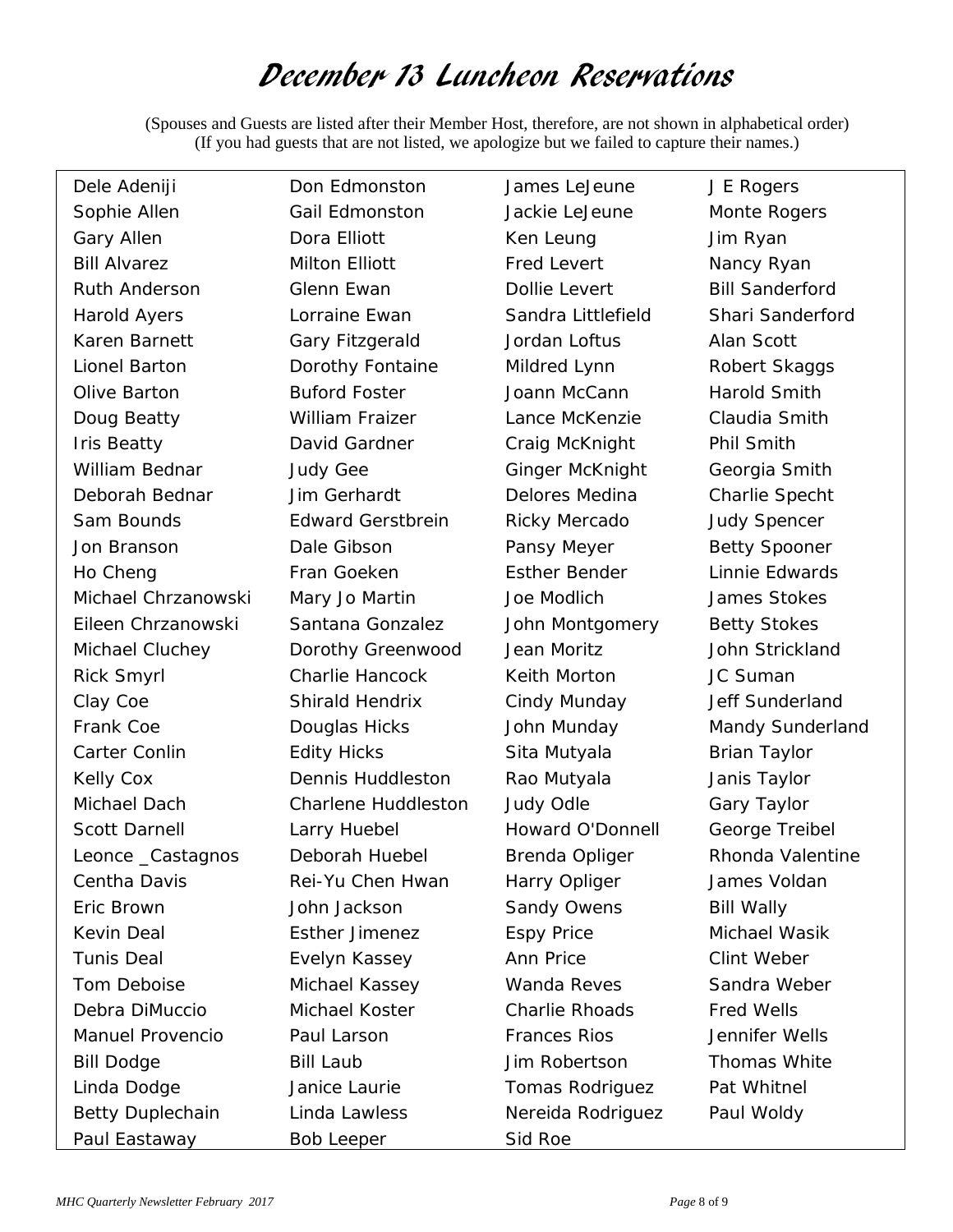# December 13 Luncheon Reservations

(Spouses and Guests are listed after their Member Host, therefore, are not shown in alphabetical order)
(If you had guests that are not listed, we apologize but we failed to capture their names.)

Dele Adeniji
Sophie Allen
Gary Allen
Bill Alvarez
Ruth Anderson
Harold Ayers
Karen Barnett
Lionel Barton
Olive Barton
Doug Beatty
Iris Beatty
William Bednar
Deborah Bednar
Sam Bounds
Jon Branson
Ho Cheng
Michael Chrzanowski
Eileen Chrzanowski
Michael Cluchey
Rick Smyrl
Clay Coe
Frank Coe
Carter Conlin
Kelly Cox
Michael Dach
Scott Darnell
Leonce _Castagnos
Centha Davis
Eric Brown
Kevin Deal
Tunis Deal
Tom Deboise
Debra DiMuccio
Manuel Provencio
Bill Dodge
Linda Dodge
Betty Duplechain
Paul Eastaway
Don Edmonston
Gail Edmonston
Dora Elliott
Milton Elliott
Glenn Ewan
Lorraine Ewan
Gary Fitzgerald
Dorothy Fontaine
Buford Foster
William Fraizer
David Gardner
Judy Gee
Jim Gerhardt
Edward Gerstbrein
Dale Gibson
Fran Goeken
Mary Jo Martin
Santana Gonzalez
Dorothy Greenwood
Charlie Hancock
Shirald Hendrix
Douglas Hicks
Edity Hicks
Dennis Huddleston
Charlene Huddleston
Larry Huebel
Deborah Huebel
Rei-Yu Chen Hwan
John Jackson
Esther Jimenez
Evelyn Kassey
Michael Kassey
Michael Koster
Paul Larson
Bill Laub
Janice Laurie
Linda Lawless
Bob Leeper
James LeJeune
Jackie LeJeune
Ken Leung
Fred Levert
Dollie Levert
Sandra Littlefield
Jordan Loftus
Mildred Lynn
Joann McCann
Lance McKenzie
Craig McKnight
Ginger McKnight
Delores Medina
Ricky Mercado
Pansy Meyer
Esther Bender
Joe Modlich
John Montgomery
Jean Moritz
Keith Morton
Cindy Munday
John Munday
Sita Mutyala
Rao Mutyala
Judy Odle
Howard O'Donnell
Brenda Opliger
Harry Opliger
Sandy Owens
Espy Price
Ann Price
Wanda Reves
Charlie Rhoads
Frances Rios
Jim Robertson
Tomas Rodriguez
Nereida Rodriguez
Sid Roe
J E Rogers
Monte Rogers
Jim Ryan
Nancy Ryan
Bill Sanderford
Shari Sanderford
Alan Scott
Robert Skaggs
Harold Smith
Claudia Smith
Phil Smith
Georgia Smith
Charlie Specht
Judy Spencer
Betty Spooner
Linnie Edwards
James Stokes
Betty Stokes
John Strickland
JC Suman
Jeff Sunderland
Mandy Sunderland
Brian Taylor
Janis Taylor
Gary Taylor
George Treibel
Rhonda Valentine
James Voldan
Bill Wally
Michael Wasik
Clint Weber
Sandra Weber
Fred Wells
Jennifer Wells
Thomas White
Pat Whitnel
Paul Woldy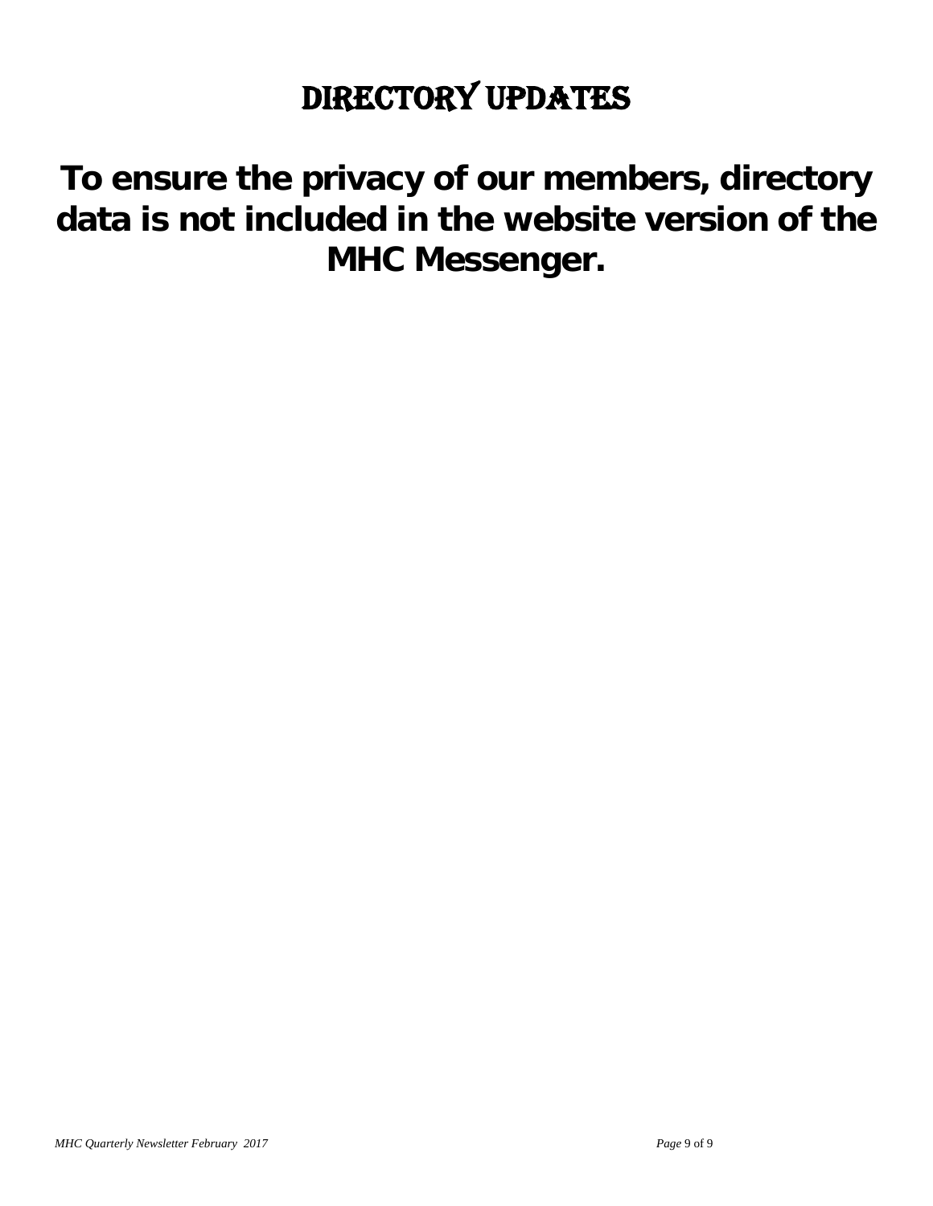# DIRECTORY UPDATES

**To ensure the privacy of our members, directory data is not included in the website version of the MHC Messenger.**